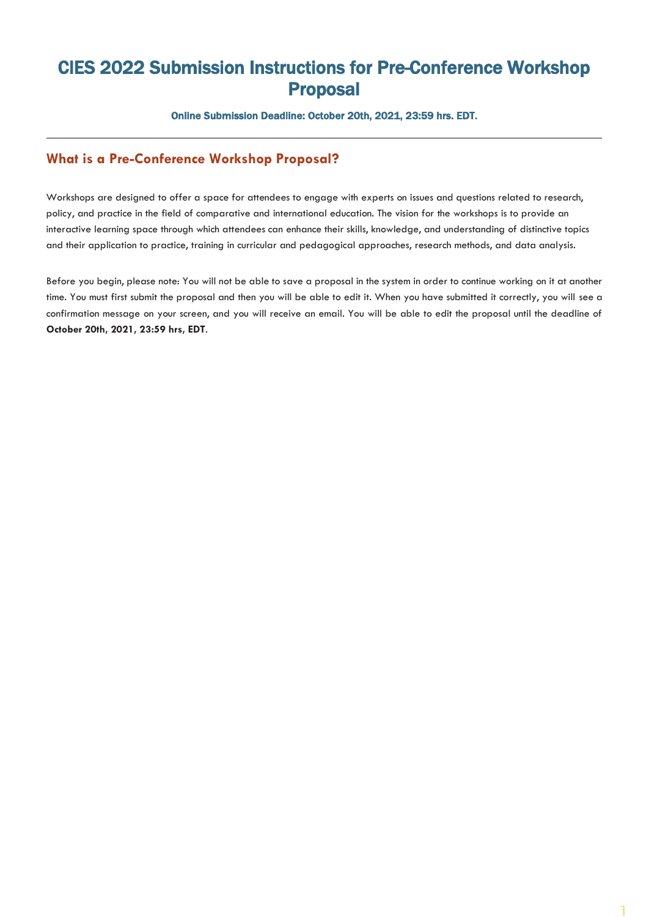# CIES 2022 Submission Instructions for Pre-Conference Workshop Proposal

**Online Submission Deadline: October 20th, 2021, 23:59 hrs. EDT.**

---

## What is a Pre-Conference Workshop Proposal?

Workshops are designed to offer a space for attendees to engage with experts on issues and questions related to research, policy, and practice in the field of comparative and international education. The vision for the workshops is to provide an interactive learning space through which attendees can enhance their skills, knowledge, and understanding of distinctive topics and their application to practice, training in curricular and pedagogical approaches, research methods, and data analysis.

Before you begin, please note: You will not be able to save a proposal in the system in order to continue working on it at another time. You must first submit the proposal and then you will be able to edit it. When you have submitted it correctly, you will see a confirmation message on your screen, and you will receive an email. You will be able to edit the proposal until the deadline of **October 20th, 2021, 23:59 hrs, EDT**.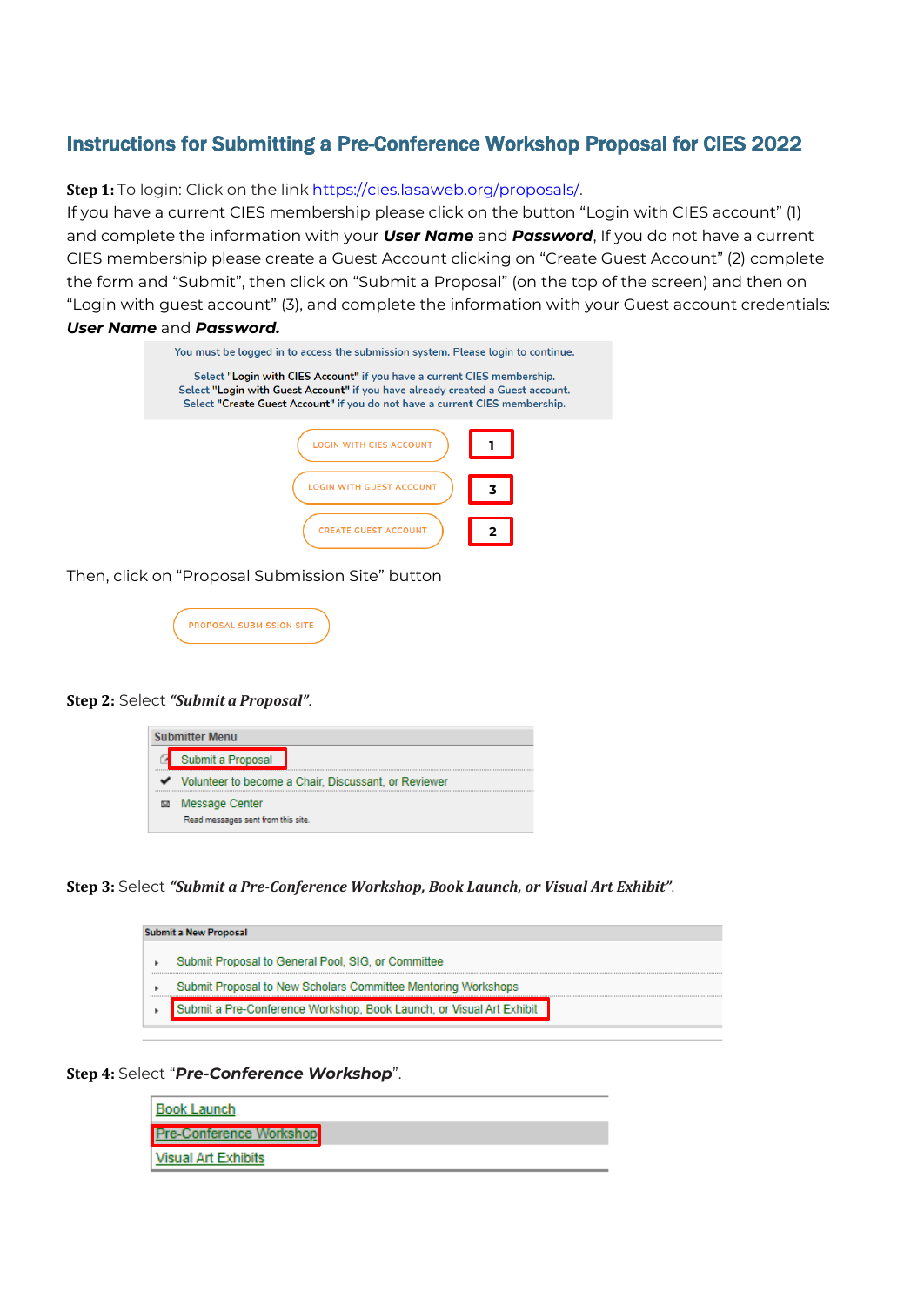## Instructions for Submitting a Pre-Conference Workshop Proposal for CIES 2022

**Step 1:** To login: Click on the link https://cies.lasaweb.org/proposals/.
If you have a current CIES membership please click on the button "Login with CIES account" (1) and complete the information with your ***User Name*** and ***Password***, If you do not have a current CIES membership please create a Guest Account clicking on "Create Guest Account" (2) complete the form and "Submit", then click on "Submit a Proposal" (on the top of the screen) and then on "Login with guest account" (3), and complete the information with your Guest account credentials: ***User Name*** and ***Password.***

You must be logged in to access the submission system. Please login to continue.

Select **"Login with CIES Account"** if you have a current CIES membership.
Select **"Login with Guest Account"** if you have already created a Guest account.
Select **"Create Guest Account"** if you do not have a current CIES membership.

LOGIN WITH CIES ACCOUNT — 1

LOGIN WITH GUEST ACCOUNT — 3

CREATE GUEST ACCOUNT — 2

Then, click on "Proposal Submission Site" button

PROPOSAL SUBMISSION SITE

**Step 2:** Select ***"Submit a Proposal"***.

**Submitter Menu**

- Submit a Proposal
- Volunteer to become a Chair, Discussant, or Reviewer
- Message Center
  Read messages sent from this site.

**Step 3:** Select ***"Submit a Pre-Conference Workshop, Book Launch, or Visual Art Exhibit"***.

**Submit a New Proposal**

- Submit Proposal to General Pool, SIG, or Committee
- Submit Proposal to New Scholars Committee Mentoring Workshops
- Submit a Pre-Conference Workshop, Book Launch, or Visual Art Exhibit

**Step 4:** Select "***Pre-Conference Workshop***".

- Book Launch
- Pre-Conference Workshop
- Visual Art Exhibits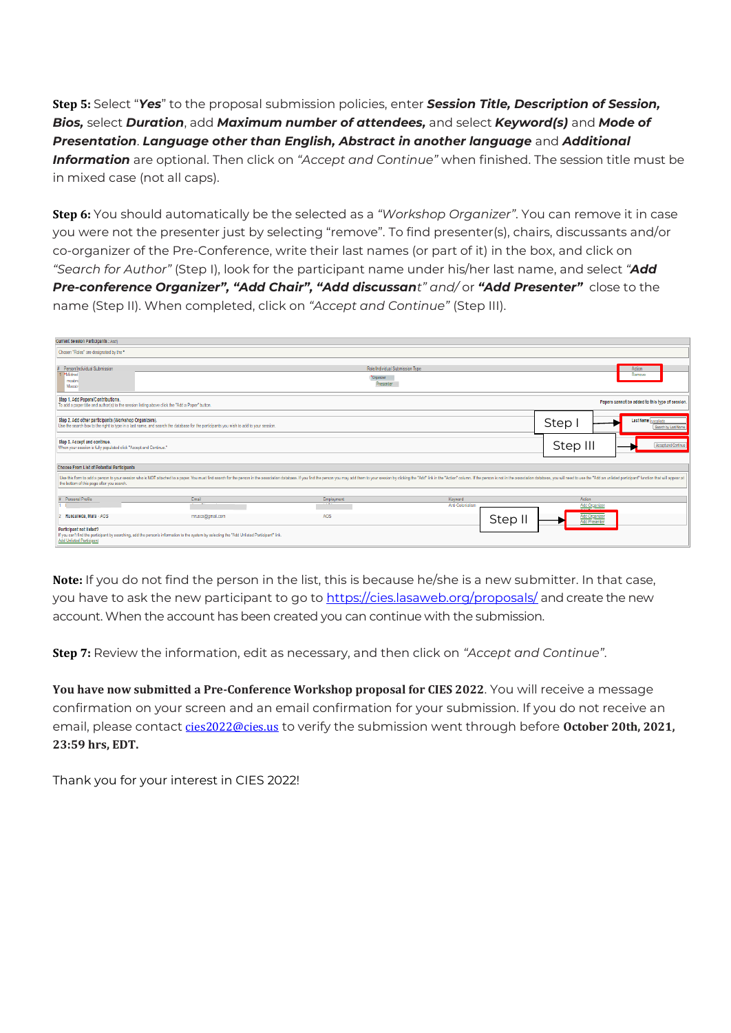**Step 5:** Select "***Yes***" to the proposal submission policies, enter ***Session Title, Description of Session, Bios,*** select ***Duration***, add ***Maximum number of attendees,*** and select ***Keyword(s)*** and ***Mode of Presentation***. ***Language other than English, Abstract in another language*** and ***Additional Information*** are optional. Then click on *"Accept and Continue"* when finished. The session title must be in mixed case (not all caps).

**Step 6:** You should automatically be the selected as a *"Workshop Organizer"*. You can remove it in case you were not the presenter just by selecting "remove". To find presenter(s), chairs, discussants and/or co-organizer of the Pre-Conference, write their last names (or part of it) in the box, and click on *"Search for Author"* (Step I), look for the participant name under his/her last name, and select *"**Add Pre-conference Organizer", "Add Chair", "Add discussan**t" and/* or ***"Add Presenter"*** close to the name (Step II). When completed, click on *"Accept and Continue"* (Step III).

Step I

Step III

Step II

**Note:** If you do not find the person in the list, this is because he/she is a new submitter. In that case, you have to ask the new participant to go to https://cies.lasaweb.org/proposals/ and create the new account. When the account has been created you can continue with the submission.

**Step 7:** Review the information, edit as necessary, and then click on *"Accept and Continue"*.

**You have now submitted a Pre-Conference Workshop proposal for CIES 2022**. You will receive a message confirmation on your screen and an email confirmation for your submission. If you do not receive an email, please contact cies2022@cies.us to verify the submission went through before **October 20th, 2021, 23:59 hrs, EDT.**

Thank you for your interest in CIES 2022!